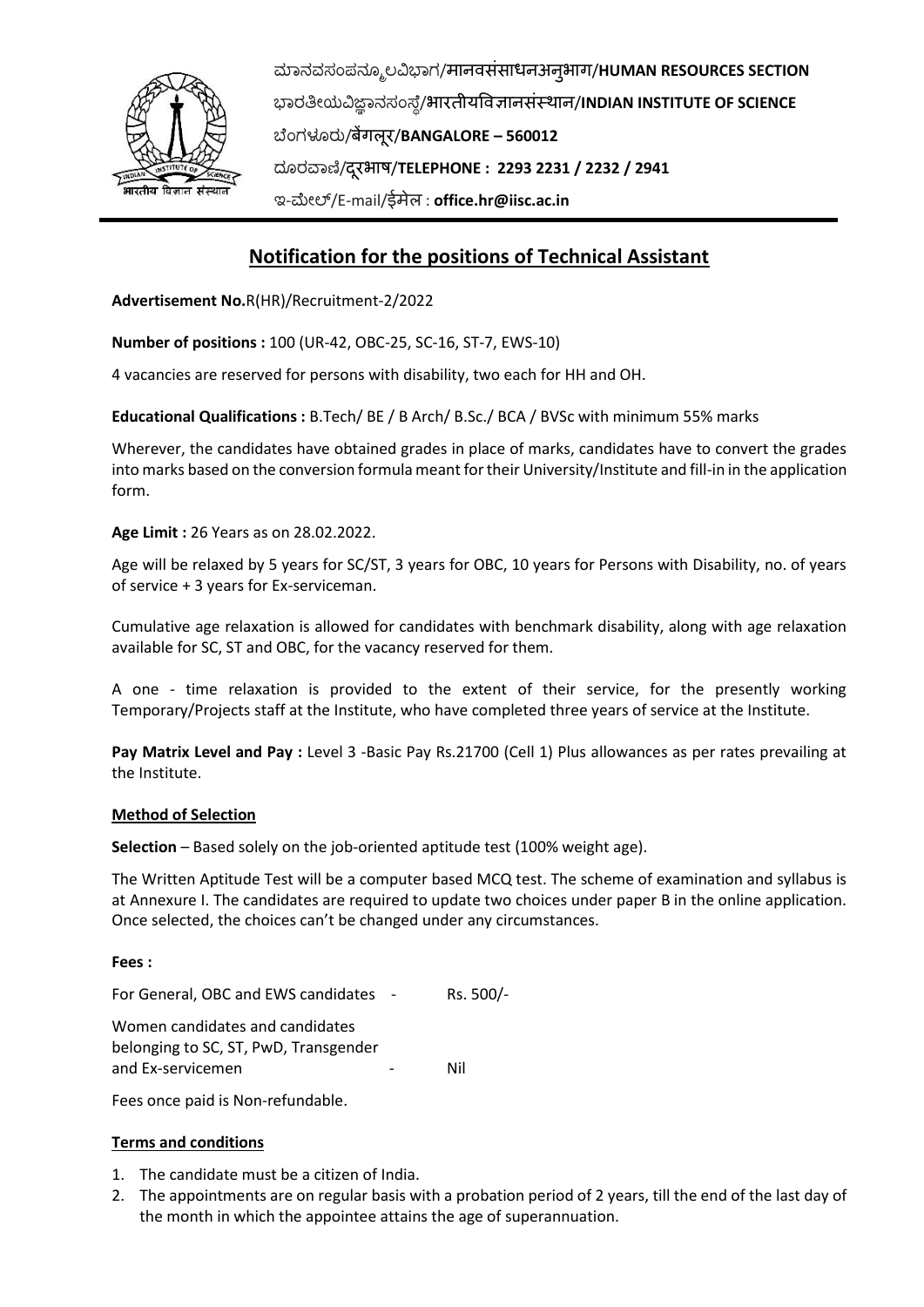ಮಾನವಸಂಪನ್ಮೂಲವಿಭಾಗ/मानवसंसाधनअनुभाग/**HUMAN RESOURCES SECTION**
ಭಾರತೀಯವಿಜ್ಞಾನಸಂಸ್ಥೆ/भारतीयविज्ञानसंस्थान/**INDIAN INSTITUTE OF SCIENCE**
ಬೆಂಗಳೂರು/बेंगलूर/**BANGALORE – 560012**
ದೂರವಾಣಿ/दूरभाष/**TELEPHONE : 2293 2231 / 2232 / 2941**
ಇ-ಮೇಲ್/E-mail/ईमेल : **office.hr@iisc.ac.in**

# Notification for the positions of Technical Assistant

**Advertisement No.**R(HR)/Recruitment-2/2022

**Number of positions :** 100 (UR-42, OBC-25, SC-16, ST-7, EWS-10)

4 vacancies are reserved for persons with disability, two each for HH and OH.

**Educational Qualifications :** B.Tech/ BE / B Arch/ B.Sc./ BCA / BVSc with minimum 55% marks

Wherever, the candidates have obtained grades in place of marks, candidates have to convert the grades into marks based on the conversion formula meant for their University/Institute and fill-in in the application form.

**Age Limit :** 26 Years as on 28.02.2022.

Age will be relaxed by 5 years for SC/ST, 3 years for OBC, 10 years for Persons with Disability, no. of years of service + 3 years for Ex-serviceman.

Cumulative age relaxation is allowed for candidates with benchmark disability, along with age relaxation available for SC, ST and OBC, for the vacancy reserved for them.

A one - time relaxation is provided to the extent of their service, for the presently working Temporary/Projects staff at the Institute, who have completed three years of service at the Institute.

**Pay Matrix Level and Pay :** Level 3 -Basic Pay Rs.21700 (Cell 1) Plus allowances as per rates prevailing at the Institute.

## Method of Selection

**Selection** – Based solely on the job-oriented aptitude test (100% weight age).

The Written Aptitude Test will be a computer based MCQ test. The scheme of examination and syllabus is at Annexure I. The candidates are required to update two choices under paper B in the online application. Once selected, the choices can't be changed under any circumstances.

**Fees :**

For General, OBC and EWS candidates - Rs. 500/-

Women candidates and candidates belonging to SC, ST, PwD, Transgender and Ex-servicemen - Nil

Fees once paid is Non-refundable.

## Terms and conditions

1. The candidate must be a citizen of India.
2. The appointments are on regular basis with a probation period of 2 years, till the end of the last day of the month in which the appointee attains the age of superannuation.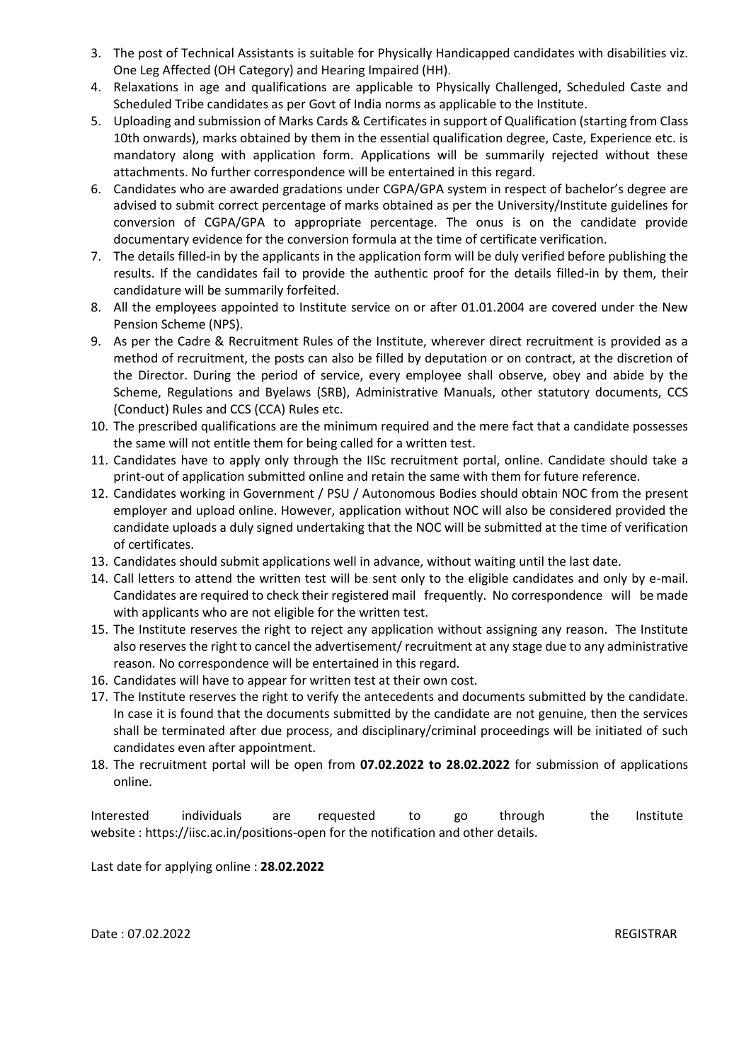3. The post of Technical Assistants is suitable for Physically Handicapped candidates with disabilities viz. One Leg Affected (OH Category) and Hearing Impaired (HH).
4. Relaxations in age and qualifications are applicable to Physically Challenged, Scheduled Caste and Scheduled Tribe candidates as per Govt of India norms as applicable to the Institute.
5. Uploading and submission of Marks Cards & Certificates in support of Qualification (starting from Class 10th onwards), marks obtained by them in the essential qualification degree, Caste, Experience etc. is mandatory along with application form. Applications will be summarily rejected without these attachments. No further correspondence will be entertained in this regard.
6. Candidates who are awarded gradations under CGPA/GPA system in respect of bachelor's degree are advised to submit correct percentage of marks obtained as per the University/Institute guidelines for conversion of CGPA/GPA to appropriate percentage. The onus is on the candidate provide documentary evidence for the conversion formula at the time of certificate verification.
7. The details filled-in by the applicants in the application form will be duly verified before publishing the results. If the candidates fail to provide the authentic proof for the details filled-in by them, their candidature will be summarily forfeited.
8. All the employees appointed to Institute service on or after 01.01.2004 are covered under the New Pension Scheme (NPS).
9. As per the Cadre & Recruitment Rules of the Institute, wherever direct recruitment is provided as a method of recruitment, the posts can also be filled by deputation or on contract, at the discretion of the Director. During the period of service, every employee shall observe, obey and abide by the Scheme, Regulations and Byelaws (SRB), Administrative Manuals, other statutory documents, CCS (Conduct) Rules and CCS (CCA) Rules etc.
10. The prescribed qualifications are the minimum required and the mere fact that a candidate possesses the same will not entitle them for being called for a written test.
11. Candidates have to apply only through the IISc recruitment portal, online. Candidate should take a print-out of application submitted online and retain the same with them for future reference.
12. Candidates working in Government / PSU / Autonomous Bodies should obtain NOC from the present employer and upload online. However, application without NOC will also be considered provided the candidate uploads a duly signed undertaking that the NOC will be submitted at the time of verification of certificates.
13. Candidates should submit applications well in advance, without waiting until the last date.
14. Call letters to attend the written test will be sent only to the eligible candidates and only by e-mail. Candidates are required to check their registered mail frequently. No correspondence will be made with applicants who are not eligible for the written test.
15. The Institute reserves the right to reject any application without assigning any reason. The Institute also reserves the right to cancel the advertisement/ recruitment at any stage due to any administrative reason. No correspondence will be entertained in this regard.
16. Candidates will have to appear for written test at their own cost.
17. The Institute reserves the right to verify the antecedents and documents submitted by the candidate. In case it is found that the documents submitted by the candidate are not genuine, then the services shall be terminated after due process, and disciplinary/criminal proceedings will be initiated of such candidates even after appointment.
18. The recruitment portal will be open from **07.02.2022 to 28.02.2022** for submission of applications online.

Interested individuals are requested to go through the Institute website : https://iisc.ac.in/positions-open for the notification and other details.

Last date for applying online : **28.02.2022**

Date : 07.02.2022

REGISTRAR